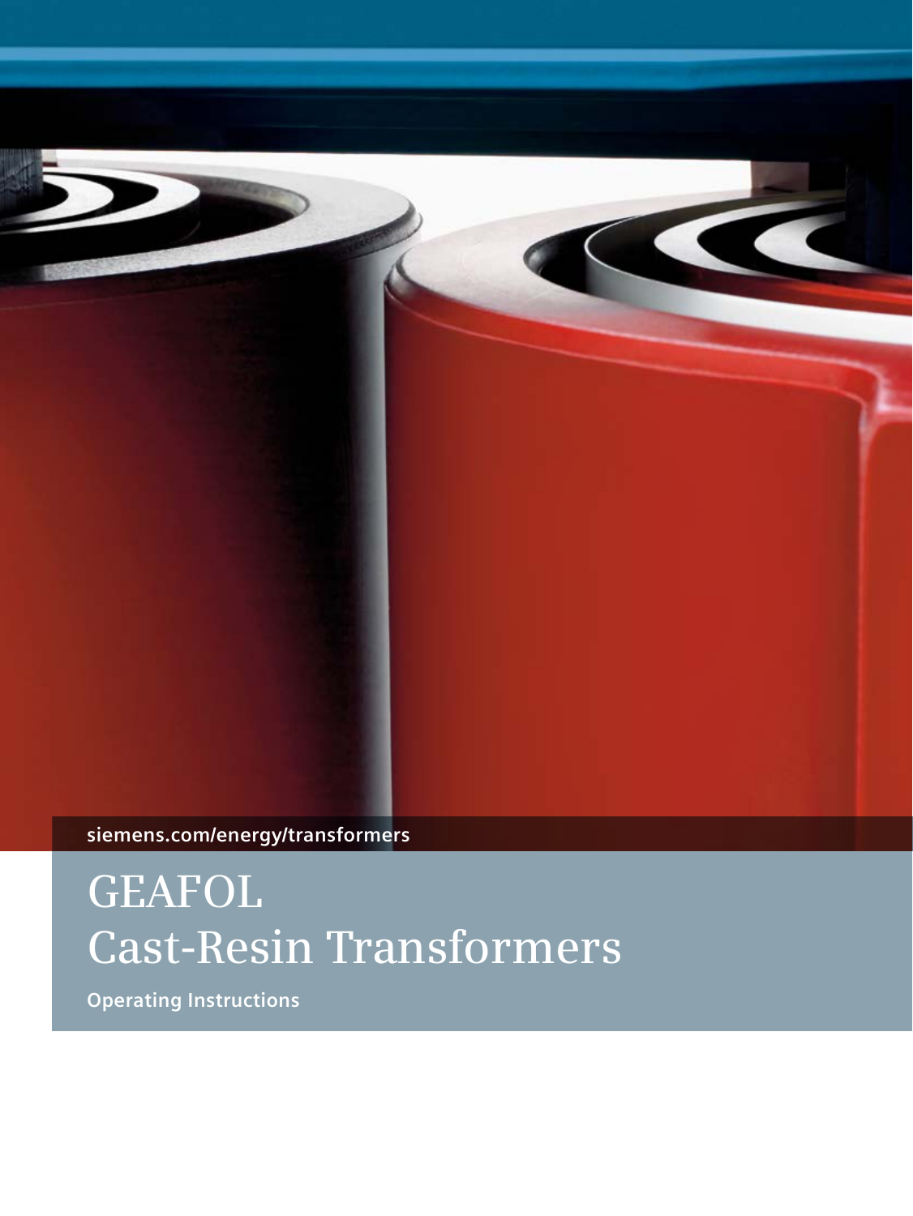siemens.com/energy/transformers

# GEAFOL Cast-Resin Transformers

**Operating Instructions**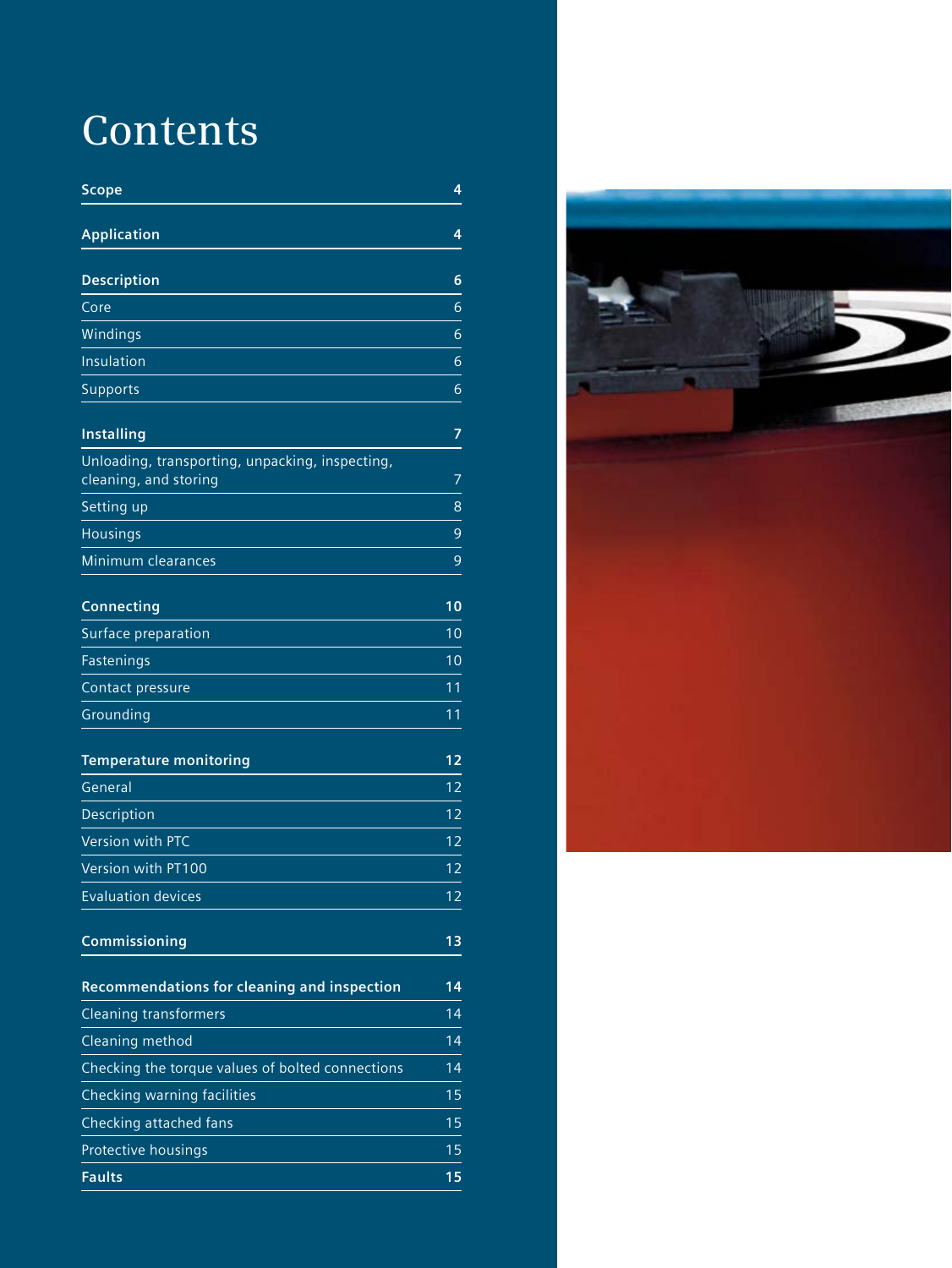# Contents

| | |
|---|---|
| **Scope** | **4** |
| **Application** | **4** |
| **Description** | **6** |
| Core | 6 |
| Windings | 6 |
| Insulation | 6 |
| Supports | 6 |
| **Installing** | **7** |
| Unloading, transporting, unpacking, inspecting, cleaning, and storing | 7 |
| Setting up | 8 |
| Housings | 9 |
| Minimum clearances | 9 |
| **Connecting** | **10** |
| Surface preparation | 10 |
| Fastenings | 10 |
| Contact pressure | 11 |
| Grounding | 11 |
| **Temperature monitoring** | **12** |
| General | 12 |
| Description | 12 |
| Version with PTC | 12 |
| Version with PT100 | 12 |
| Evaluation devices | 12 |
| **Commissioning** | **13** |
| **Recommendations for cleaning and inspection** | **14** |
| Cleaning transformers | 14 |
| Cleaning method | 14 |
| Checking the torque values of bolted connections | 14 |
| Checking warning facilities | 15 |
| Checking attached fans | 15 |
| Protective housings | 15 |
| **Faults** | **15** |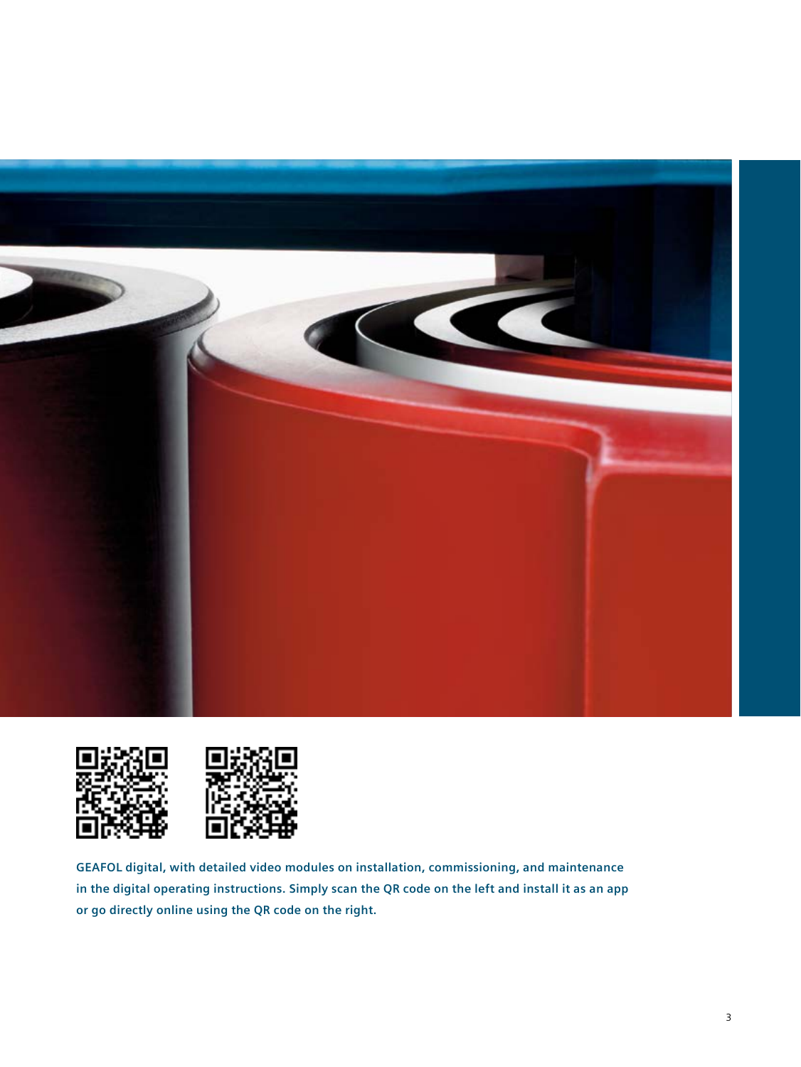**GEAFOL digital, with detailed video modules on installation, commissioning, and maintenance in the digital operating instructions. Simply scan the QR code on the left and install it as an app or go directly online using the QR code on the right.**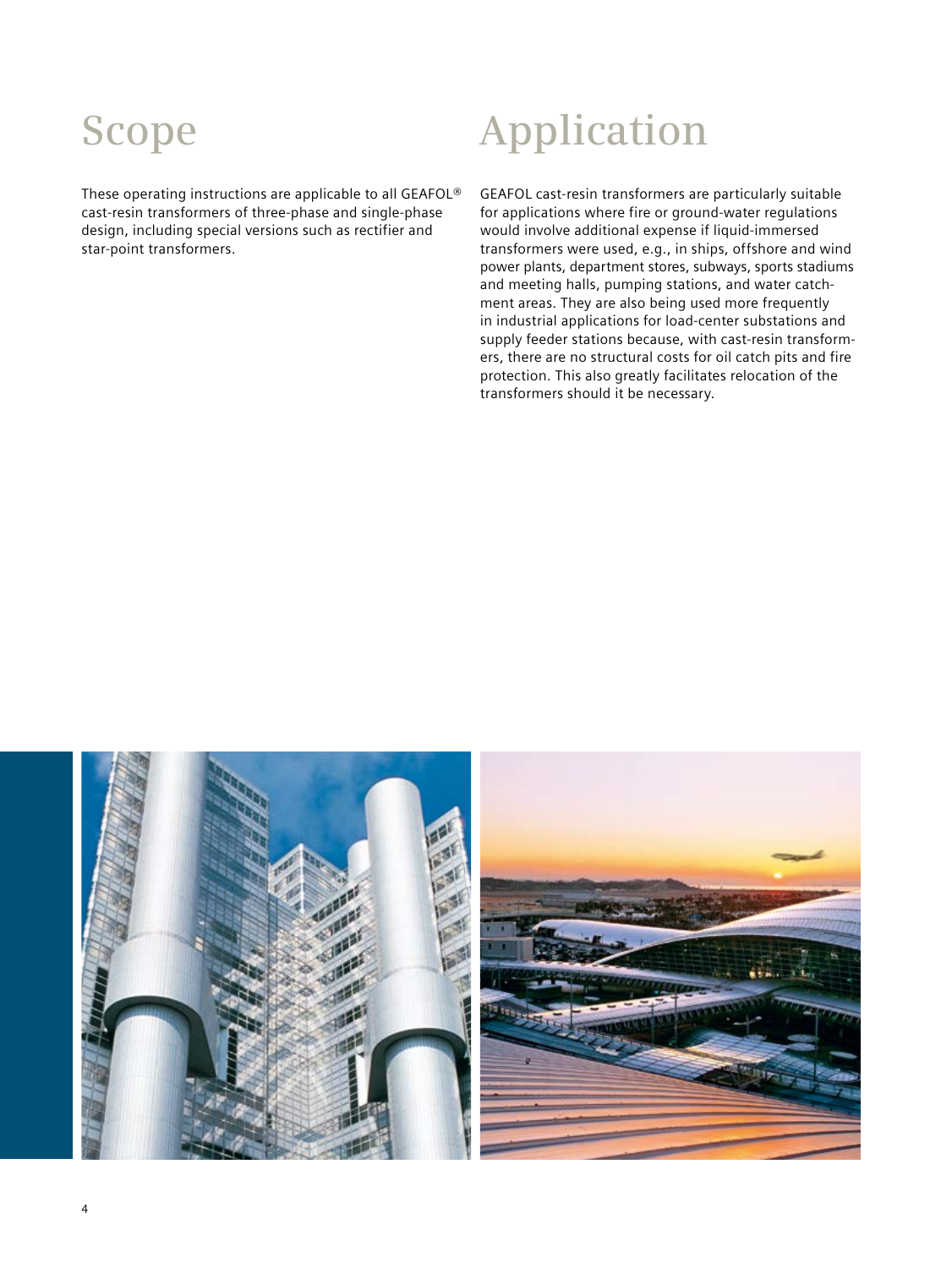# Scope

These operating instructions are applicable to all GEAFOL® cast-resin transformers of three-phase and single-phase design, including special versions such as rectifier and star-point transformers.

# Application

GEAFOL cast-resin transformers are particularly suitable for applications where fire or ground-water regulations would involve additional expense if liquid-immersed transformers were used, e.g., in ships, offshore and wind power plants, department stores, subways, sports stadiums and meeting halls, pumping stations, and water catchment areas. They are also being used more frequently in industrial applications for load-center substations and supply feeder stations because, with cast-resin transformers, there are no structural costs for oil catch pits and fire protection. This also greatly facilitates relocation of the transformers should it be necessary.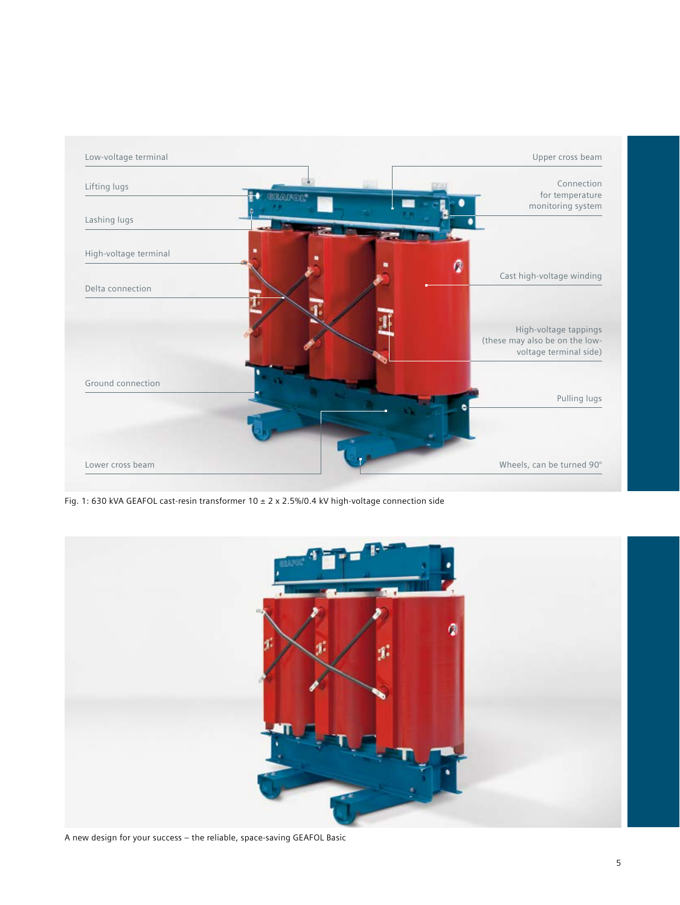Low-voltage terminal

Lifting lugs

Lashing lugs

High-voltage terminal

Delta connection

Ground connection

Lower cross beam

Upper cross beam

Connection for temperature monitoring system

Cast high-voltage winding

High-voltage tappings (these may also be on the low-voltage terminal side)

Pulling lugs

Wheels, can be turned 90°

Fig. 1: 630 kVA GEAFOL cast-resin transformer 10 ± 2 x 2.5%/0.4 kV high-voltage connection side

A new design for your success – the reliable, space-saving GEAFOL Basic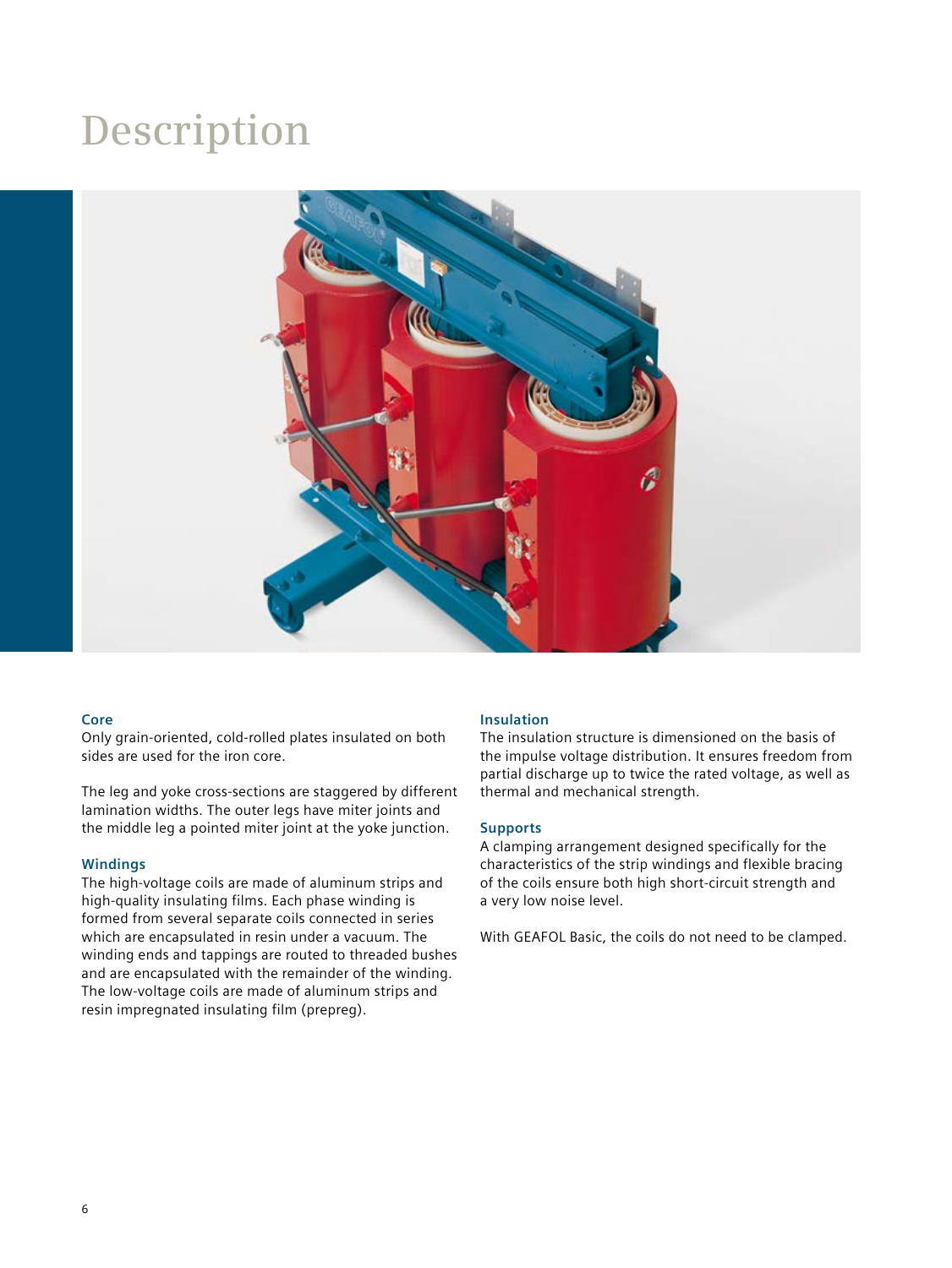# Description

### Core

Only grain-oriented, cold-rolled plates insulated on both sides are used for the iron core.

The leg and yoke cross-sections are staggered by different lamination widths. The outer legs have miter joints and the middle leg a pointed miter joint at the yoke junction.

### Windings

The high-voltage coils are made of aluminum strips and high-quality insulating films. Each phase winding is formed from several separate coils connected in series which are encapsulated in resin under a vacuum. The winding ends and tappings are routed to threaded bushes and are encapsulated with the remainder of the winding. The low-voltage coils are made of aluminum strips and resin impregnated insulating film (prepreg).

### Insulation

The insulation structure is dimensioned on the basis of the impulse voltage distribution. It ensures freedom from partial discharge up to twice the rated voltage, as well as thermal and mechanical strength.

### Supports

A clamping arrangement designed specifically for the characteristics of the strip windings and flexible bracing of the coils ensure both high short-circuit strength and a very low noise level.

With GEAFOL Basic, the coils do not need to be clamped.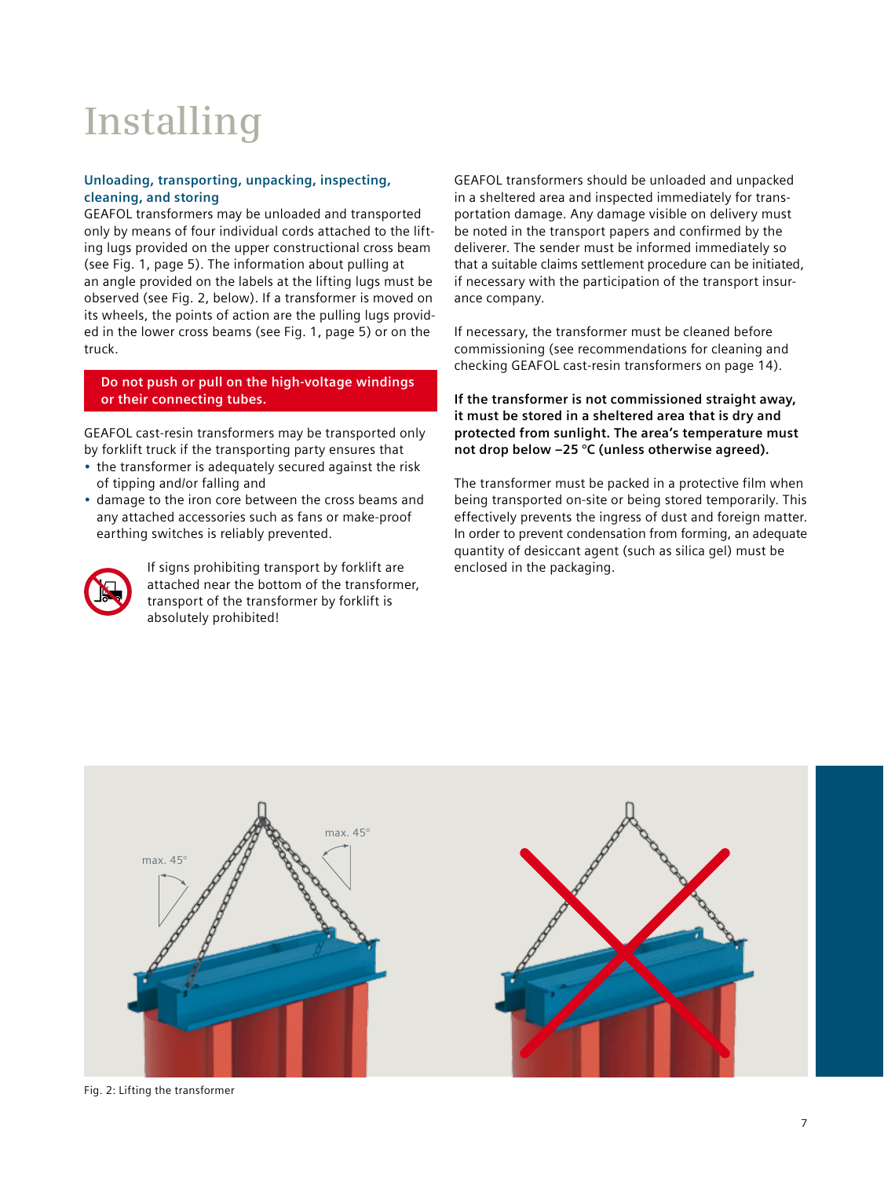# Installing

### Unloading, transporting, unpacking, inspecting, cleaning, and storing

GEAFOL transformers may be unloaded and transported only by means of four individual cords attached to the lifting lugs provided on the upper constructional cross beam (see Fig. 1, page 5). The information about pulling at an angle provided on the labels at the lifting lugs must be observed (see Fig. 2, below). If a transformer is moved on its wheels, the points of action are the pulling lugs provided in the lower cross beams (see Fig. 1, page 5) or on the truck.

**Do not push or pull on the high-voltage windings or their connecting tubes.**

GEAFOL cast-resin transformers may be transported only by forklift truck if the transporting party ensures that

- the transformer is adequately secured against the risk of tipping and/or falling and
- damage to the iron core between the cross beams and any attached accessories such as fans or make-proof earthing switches is reliably prevented.

If signs prohibiting transport by forklift are attached near the bottom of the transformer, transport of the transformer by forklift is absolutely prohibited!

GEAFOL transformers should be unloaded and unpacked in a sheltered area and inspected immediately for transportation damage. Any damage visible on delivery must be noted in the transport papers and confirmed by the deliverer. The sender must be informed immediately so that a suitable claims settlement procedure can be initiated, if necessary with the participation of the transport insurance company.

If necessary, the transformer must be cleaned before commissioning (see recommendations for cleaning and checking GEAFOL cast-resin transformers on page 14).

**If the transformer is not commissioned straight away, it must be stored in a sheltered area that is dry and protected from sunlight. The area's temperature must not drop below −25 °C (unless otherwise agreed).**

The transformer must be packed in a protective film when being transported on-site or being stored temporarily. This effectively prevents the ingress of dust and foreign matter. In order to prevent condensation from forming, an adequate quantity of desiccant agent (such as silica gel) must be enclosed in the packaging.

max. 45°

max. 45°

Fig. 2: Lifting the transformer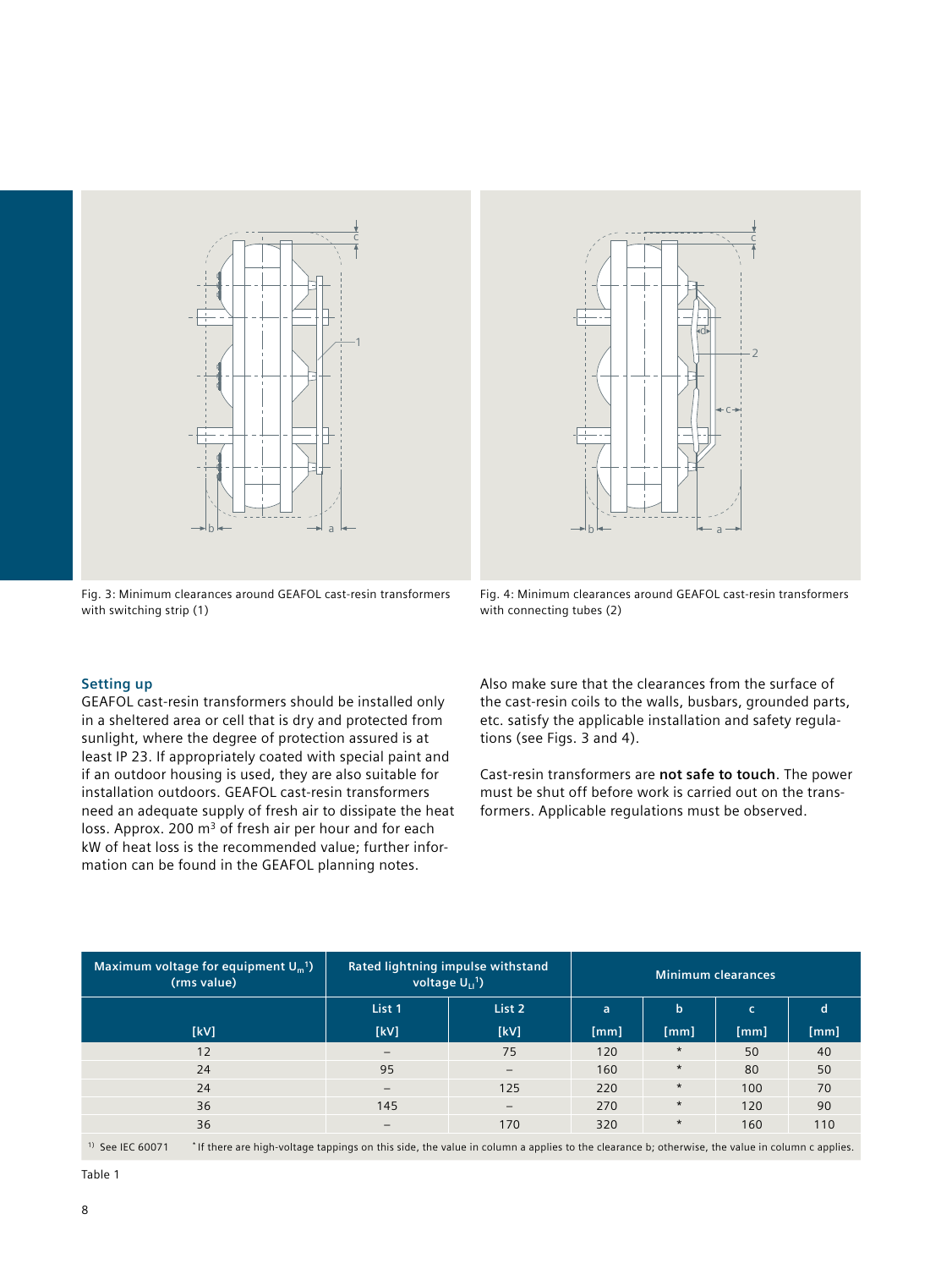Fig. 3: Minimum clearances around GEAFOL cast-resin transformers with switching strip (1)

Fig. 4: Minimum clearances around GEAFOL cast-resin transformers with connecting tubes (2)

### Setting up

GEAFOL cast-resin transformers should be installed only in a sheltered area or cell that is dry and protected from sunlight, where the degree of protection assured is at least IP 23. If appropriately coated with special paint and if an outdoor housing is used, they are also suitable for installation outdoors. GEAFOL cast-resin transformers need an adequate supply of fresh air to dissipate the heat loss. Approx. 200 $m^3$ of fresh air per hour and for each kW of heat loss is the recommended value; further information can be found in the GEAFOL planning notes.

Also make sure that the clearances from the surface of the cast-resin coils to the walls, busbars, grounded parts, etc. satisfy the applicable installation and safety regulations (see Figs. 3 and 4).

Cast-resin transformers are **not safe to touch**. The power must be shut off before work is carried out on the transformers. Applicable regulations must be observed.

| Maximum voltage for equipment $U_m$[1]) (rms value) | Rated lightning impulse withstand voltage $U_{LI}$[1]) | | Minimum clearances | | | |
|---|---|---|---|---|---|---|
| | List 1 | List 2 | a | b | c | d |
| [kV] | [kV] | [kV] | [mm] | [mm] | [mm] | [mm] |
| 12 | – | 75 | 120 | * | 50 | 40 |
| 24 | 95 | – | 160 | * | 80 | 50 |
| 24 | – | 125 | 220 | * | 100 | 70 |
| 36 | 145 | – | 270 | * | 120 | 90 |
| 36 | – | 170 | 320 | * | 160 | 110 |

[1]) See IEC 60071 * If there are high-voltage tappings on this side, the value in column a applies to the clearance b; otherwise, the value in column c applies.

Table 1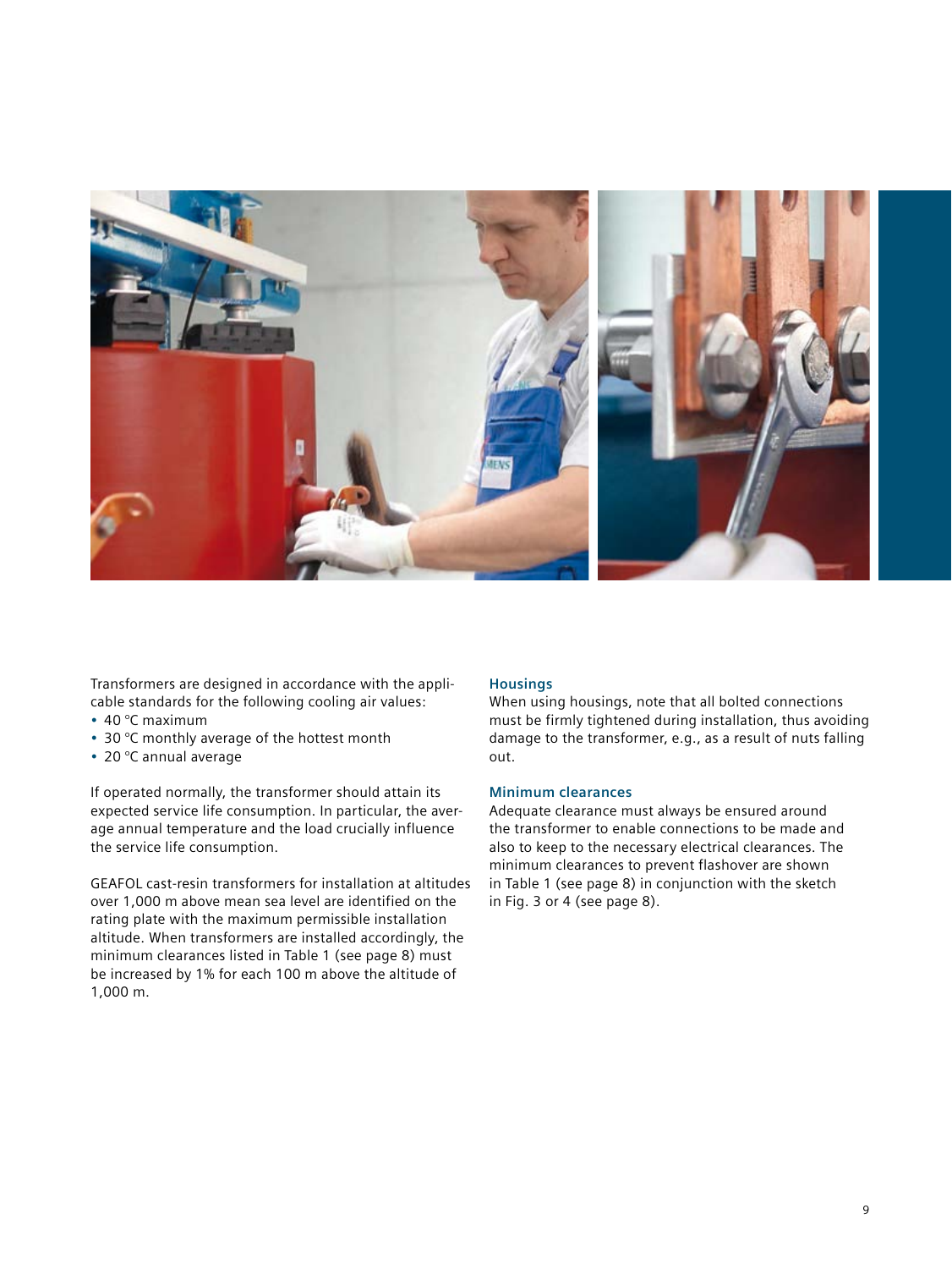Transformers are designed in accordance with the applicable standards for the following cooling air values:

- 40 °C maximum
- 30 °C monthly average of the hottest month
- 20 °C annual average

If operated normally, the transformer should attain its expected service life consumption. In particular, the average annual temperature and the load crucially influence the service life consumption.

GEAFOL cast-resin transformers for installation at altitudes over 1,000 m above mean sea level are identified on the rating plate with the maximum permissible installation altitude. When transformers are installed accordingly, the minimum clearances listed in Table 1 (see page 8) must be increased by 1% for each 100 m above the altitude of 1,000 m.

### Housings

When using housings, note that all bolted connections must be firmly tightened during installation, thus avoiding damage to the transformer, e.g., as a result of nuts falling out.

### Minimum clearances

Adequate clearance must always be ensured around the transformer to enable connections to be made and also to keep to the necessary electrical clearances. The minimum clearances to prevent flashover are shown in Table 1 (see page 8) in conjunction with the sketch in Fig. 3 or 4 (see page 8).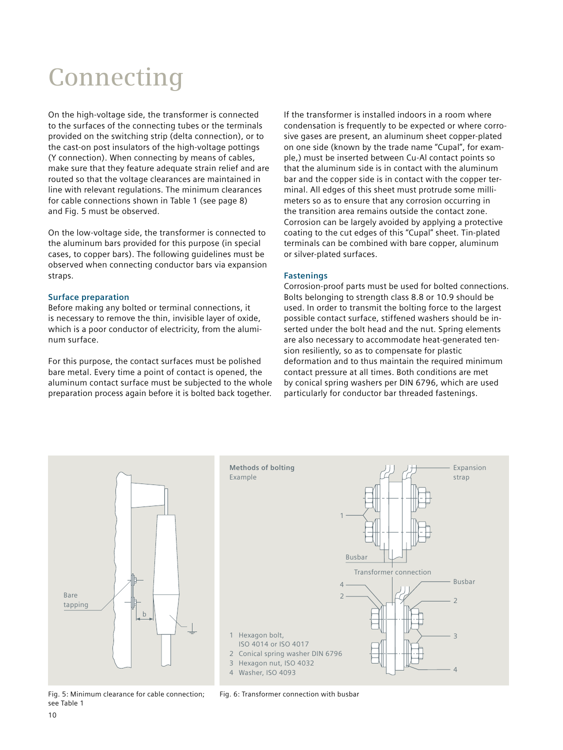# Connecting

On the high-voltage side, the transformer is connected to the surfaces of the connecting tubes or the terminals provided on the switching strip (delta connection), or to the cast-on post insulators of the high-voltage pottings (Y connection). When connecting by means of cables, make sure that they feature adequate strain relief and are routed so that the voltage clearances are maintained in line with relevant regulations. The minimum clearances for cable connections shown in Table 1 (see page 8) and Fig. 5 must be observed.

On the low-voltage side, the transformer is connected to the aluminum bars provided for this purpose (in special cases, to copper bars). The following guidelines must be observed when connecting conductor bars via expansion straps.

### Surface preparation

Before making any bolted or terminal connections, it is necessary to remove the thin, invisible layer of oxide, which is a poor conductor of electricity, from the aluminum surface.

For this purpose, the contact surfaces must be polished bare metal. Every time a point of contact is opened, the aluminum contact surface must be subjected to the whole preparation process again before it is bolted back together.

If the transformer is installed indoors in a room where condensation is frequently to be expected or where corrosive gases are present, an aluminum sheet copper-plated on one side (known by the trade name "Cupal", for example,) must be inserted between Cu-Al contact points so that the aluminum side is in contact with the aluminum bar and the copper side is in contact with the copper terminal. All edges of this sheet must protrude some millimeters so as to ensure that any corrosion occurring in the transition area remains outside the contact zone. Corrosion can be largely avoided by applying a protective coating to the cut edges of this "Cupal" sheet. Tin-plated terminals can be combined with bare copper, aluminum or silver-plated surfaces.

### Fastenings

Corrosion-proof parts must be used for bolted connections. Bolts belonging to strength class 8.8 or 10.9 should be used. In order to transmit the bolting force to the largest possible contact surface, stiffened washers should be inserted under the bolt head and the nut. Spring elements are also necessary to accommodate heat-generated tension resiliently, so as to compensate for plastic deformation and to thus maintain the required minimum contact pressure at all times. Both conditions are met by conical spring washers per DIN 6796, which are used particularly for conductor bar threaded fastenings.

Bare tapping

b

Fig. 5: Minimum clearance for cable connection; see Table 1

**Methods of bolting**
Example

Expansion strap

Busbar

Transformer connection

Busbar

1 Hexagon bolt, ISO 4014 or ISO 4017
2 Conical spring washer DIN 6796
3 Hexagon nut, ISO 4032
4 Washer, ISO 4093

Fig. 6: Transformer connection with busbar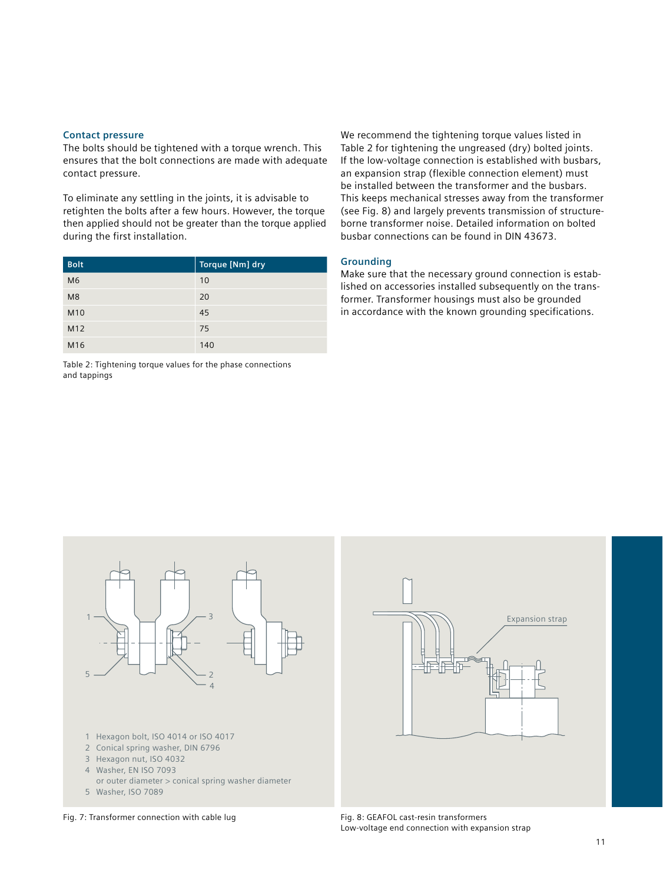### Contact pressure

The bolts should be tightened with a torque wrench. This ensures that the bolt connections are made with adequate contact pressure.

To eliminate any settling in the joints, it is advisable to retighten the bolts after a few hours. However, the torque then applied should not be greater than the torque applied during the first installation.

| Bolt | Torque [Nm] dry |
|---|---|
| M6 | 10 |
| M8 | 20 |
| M10 | 45 |
| M12 | 75 |
| M16 | 140 |

Table 2: Tightening torque values for the phase connections and tappings

We recommend the tightening torque values listed in Table 2 for tightening the ungreased (dry) bolted joints. If the low-voltage connection is established with busbars, an expansion strap (flexible connection element) must be installed between the transformer and the busbars. This keeps mechanical stresses away from the transformer (see Fig. 8) and largely prevents transmission of structure-borne transformer noise. Detailed information on bolted busbar connections can be found in DIN 43673.

### Grounding

Make sure that the necessary ground connection is established on accessories installed subsequently on the transformer. Transformer housings must also be grounded in accordance with the known grounding specifications.

1 Hexagon bolt, ISO 4014 or ISO 4017
2 Conical spring washer, DIN 6796
3 Hexagon nut, ISO 4032
4 Washer, EN ISO 7093
or outer diameter > conical spring washer diameter
5 Washer, ISO 7089

Fig. 7: Transformer connection with cable lug

Expansion strap

Fig. 8: GEAFOL cast-resin transformers
Low-voltage end connection with expansion strap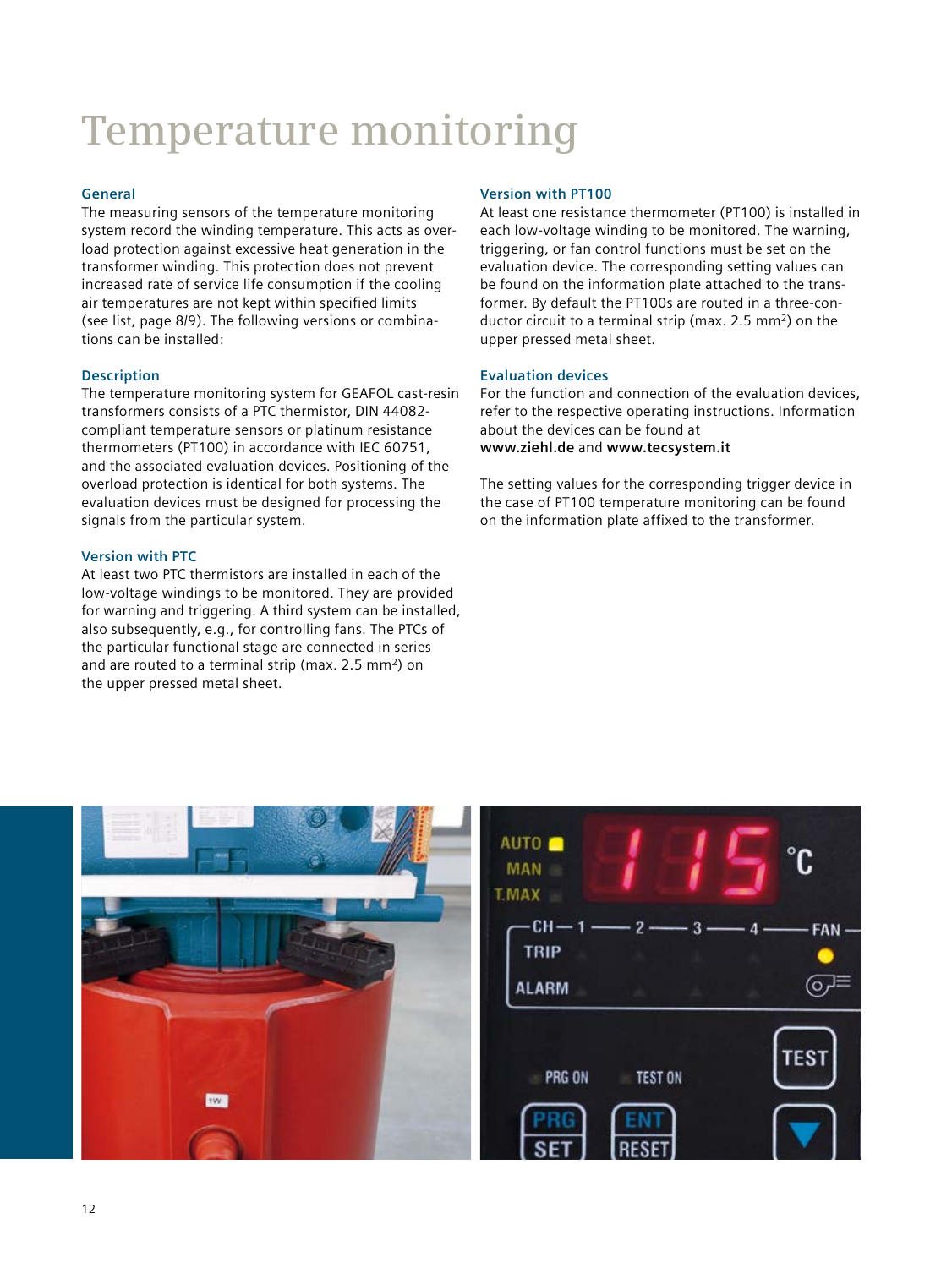# Temperature monitoring

### General

The measuring sensors of the temperature monitoring system record the winding temperature. This acts as overload protection against excessive heat generation in the transformer winding. This protection does not prevent increased rate of service life consumption if the cooling air temperatures are not kept within specified limits (see list, page 8/9). The following versions or combinations can be installed:

### Description

The temperature monitoring system for GEAFOL cast-resin transformers consists of a PTC thermistor, DIN 44082-compliant temperature sensors or platinum resistance thermometers (PT100) in accordance with IEC 60751, and the associated evaluation devices. Positioning of the overload protection is identical for both systems. The evaluation devices must be designed for processing the signals from the particular system.

### Version with PTC

At least two PTC thermistors are installed in each of the low-voltage windings to be monitored. They are provided for warning and triggering. A third system can be installed, also subsequently, e.g., for controlling fans. The PTCs of the particular functional stage are connected in series and are routed to a terminal strip (max. 2.5 mm$^2$) on the upper pressed metal sheet.

### Version with PT100

At least one resistance thermometer (PT100) is installed in each low-voltage winding to be monitored. The warning, triggering, or fan control functions must be set on the evaluation device. The corresponding setting values can be found on the information plate attached to the transformer. By default the PT100s are routed in a three-conductor circuit to a terminal strip (max. 2.5 mm$^2$) on the upper pressed metal sheet.

### Evaluation devices

For the function and connection of the evaluation devices, refer to the respective operating instructions. Information about the devices can be found at **www.ziehl.de** and **www.tecsystem.it**

The setting values for the corresponding trigger device in the case of PT100 temperature monitoring can be found on the information plate affixed to the transformer.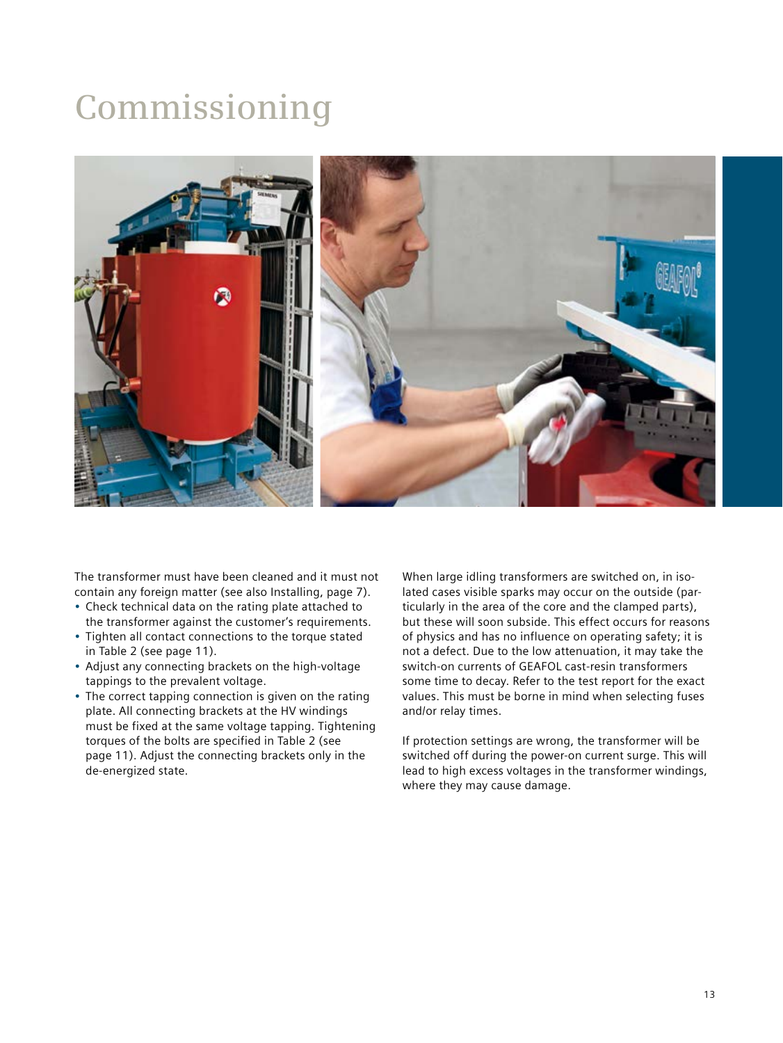# Commissioning

The transformer must have been cleaned and it must not contain any foreign matter (see also Installing, page 7).

- Check technical data on the rating plate attached to the transformer against the customer's requirements.
- Tighten all contact connections to the torque stated in Table 2 (see page 11).
- Adjust any connecting brackets on the high-voltage tappings to the prevalent voltage.
- The correct tapping connection is given on the rating plate. All connecting brackets at the HV windings must be fixed at the same voltage tapping. Tightening torques of the bolts are specified in Table 2 (see page 11). Adjust the connecting brackets only in the de-energized state.

When large idling transformers are switched on, in isolated cases visible sparks may occur on the outside (particularly in the area of the core and the clamped parts), but these will soon subside. This effect occurs for reasons of physics and has no influence on operating safety; it is not a defect. Due to the low attenuation, it may take the switch-on currents of GEAFOL cast-resin transformers some time to decay. Refer to the test report for the exact values. This must be borne in mind when selecting fuses and/or relay times.

If protection settings are wrong, the transformer will be switched off during the power-on current surge. This will lead to high excess voltages in the transformer windings, where they may cause damage.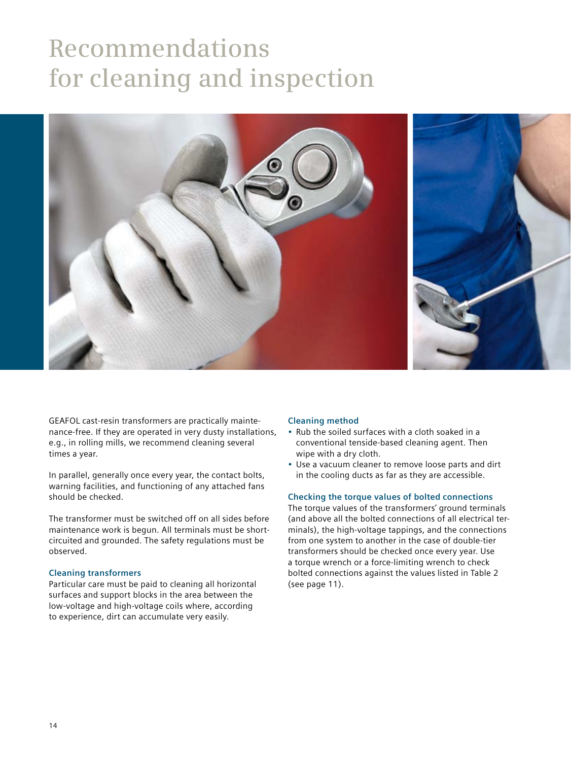# Recommendations for cleaning and inspection

GEAFOL cast-resin transformers are practically maintenance-free. If they are operated in very dusty installations, e.g., in rolling mills, we recommend cleaning several times a year.

In parallel, generally once every year, the contact bolts, warning facilities, and functioning of any attached fans should be checked.

The transformer must be switched off on all sides before maintenance work is begun. All terminals must be short-circuited and grounded. The safety regulations must be observed.

### Cleaning transformers

Particular care must be paid to cleaning all horizontal surfaces and support blocks in the area between the low-voltage and high-voltage coils where, according to experience, dirt can accumulate very easily.

### Cleaning method

- Rub the soiled surfaces with a cloth soaked in a conventional tenside-based cleaning agent. Then wipe with a dry cloth.
- Use a vacuum cleaner to remove loose parts and dirt in the cooling ducts as far as they are accessible.

### Checking the torque values of bolted connections

The torque values of the transformers' ground terminals (and above all the bolted connections of all electrical terminals), the high-voltage tappings, and the connections from one system to another in the case of double-tier transformers should be checked once every year. Use a torque wrench or a force-limiting wrench to check bolted connections against the values listed in Table 2 (see page 11).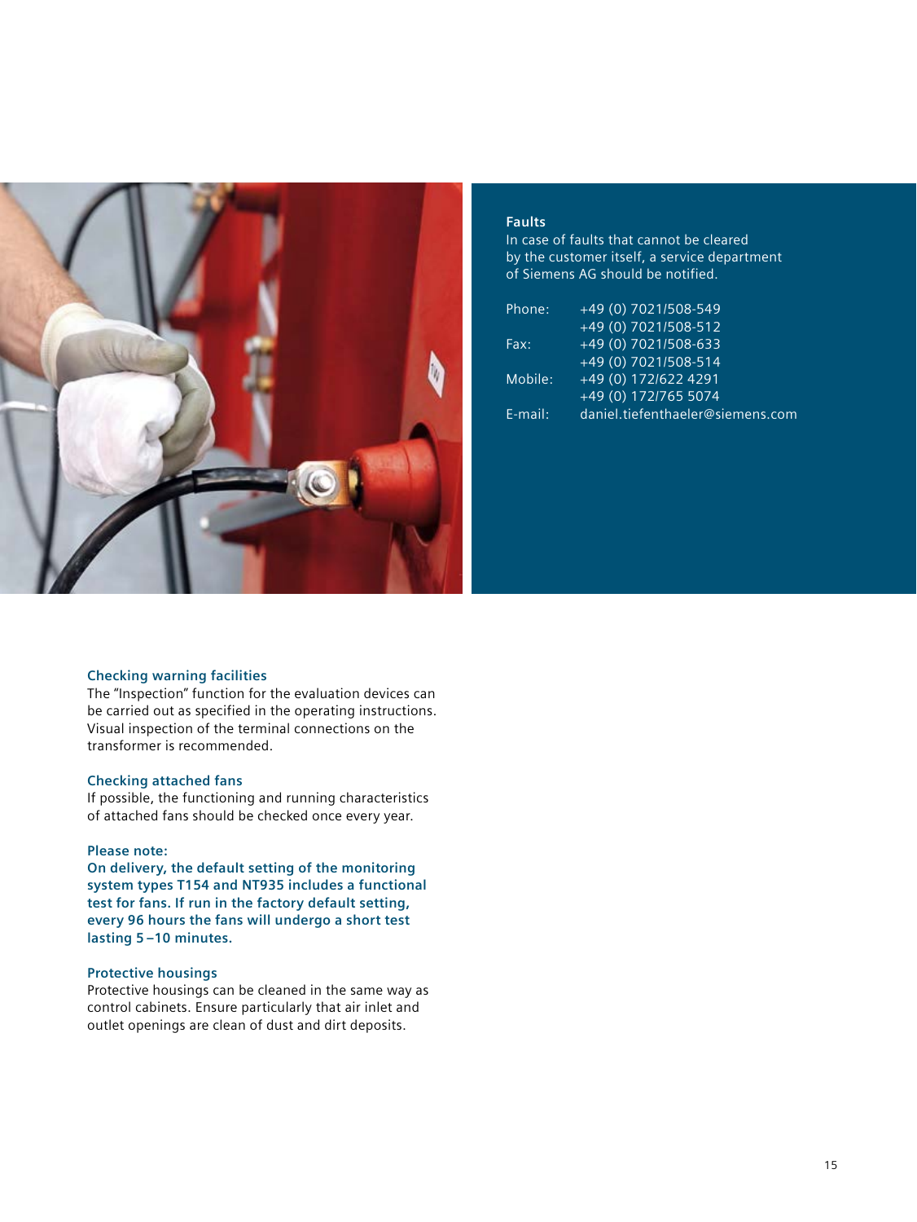## Faults

In case of faults that cannot be cleared by the customer itself, a service department of Siemens AG should be notified.

| | |
|---|---|
| Phone: | +49 (0) 7021/508-549 |
| | +49 (0) 7021/508-512 |
| Fax: | +49 (0) 7021/508-633 |
| | +49 (0) 7021/508-514 |
| Mobile: | +49 (0) 172/622 4291 |
| | +49 (0) 172/765 5074 |
| E-mail: | daniel.tiefenthaeler@siemens.com |

### Checking warning facilities

The "Inspection" function for the evaluation devices can be carried out as specified in the operating instructions. Visual inspection of the terminal connections on the transformer is recommended.

### Checking attached fans

If possible, the functioning and running characteristics of attached fans should be checked once every year.

**Please note:**
**On delivery, the default setting of the monitoring system types T154 and NT935 includes a functional test for fans. If run in the factory default setting, every 96 hours the fans will undergo a short test lasting 5–10 minutes.**

### Protective housings

Protective housings can be cleaned in the same way as control cabinets. Ensure particularly that air inlet and outlet openings are clean of dust and dirt deposits.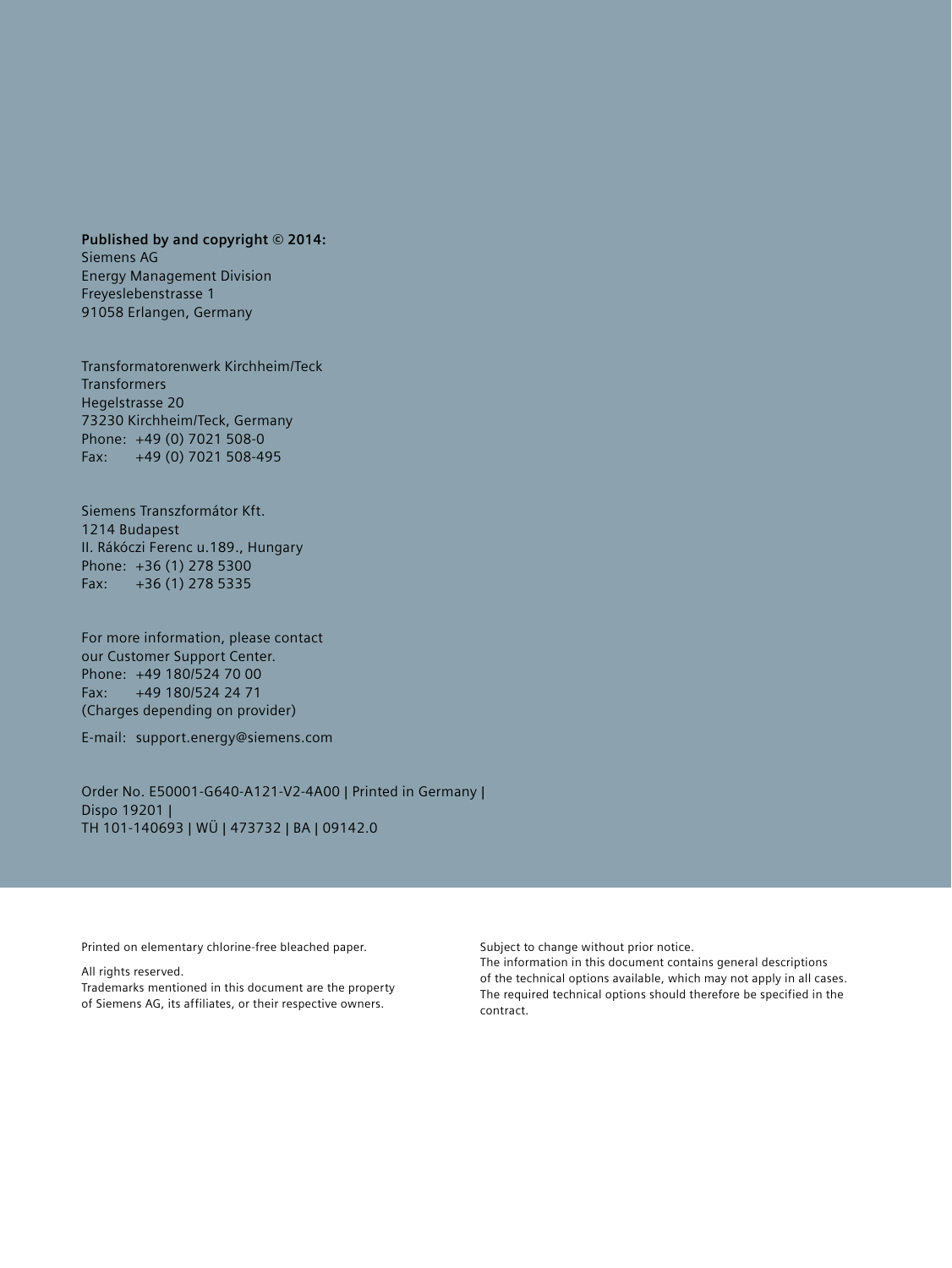**Published by and copyright © 2014:**
Siemens AG
Energy Management Division
Freyeslebenstrasse 1
91058 Erlangen, Germany

Transformatorenwerk Kirchheim/Teck
Transformers
Hegelstrasse 20
73230 Kirchheim/Teck, Germany
Phone: +49 (0) 7021 508-0
Fax: +49 (0) 7021 508-495

Siemens Transzformátor Kft.
1214 Budapest
II. Rákóczi Ferenc u.189., Hungary
Phone: +36 (1) 278 5300
Fax: +36 (1) 278 5335

For more information, please contact
our Customer Support Center.
Phone: +49 180/524 70 00
Fax: +49 180/524 24 71
(Charges depending on provider)

E-mail: support.energy@siemens.com

Order No. E50001-G640-A121-V2-4A00 | Printed in Germany |
Dispo 19201 |
TH 101-140693 | WÜ | 473732 | BA | 09142.0

Printed on elementary chlorine-free bleached paper.

All rights reserved.
Trademarks mentioned in this document are the property of Siemens AG, its affiliates, or their respective owners.

Subject to change without prior notice.
The information in this document contains general descriptions of the technical options available, which may not apply in all cases. The required technical options should therefore be specified in the contract.